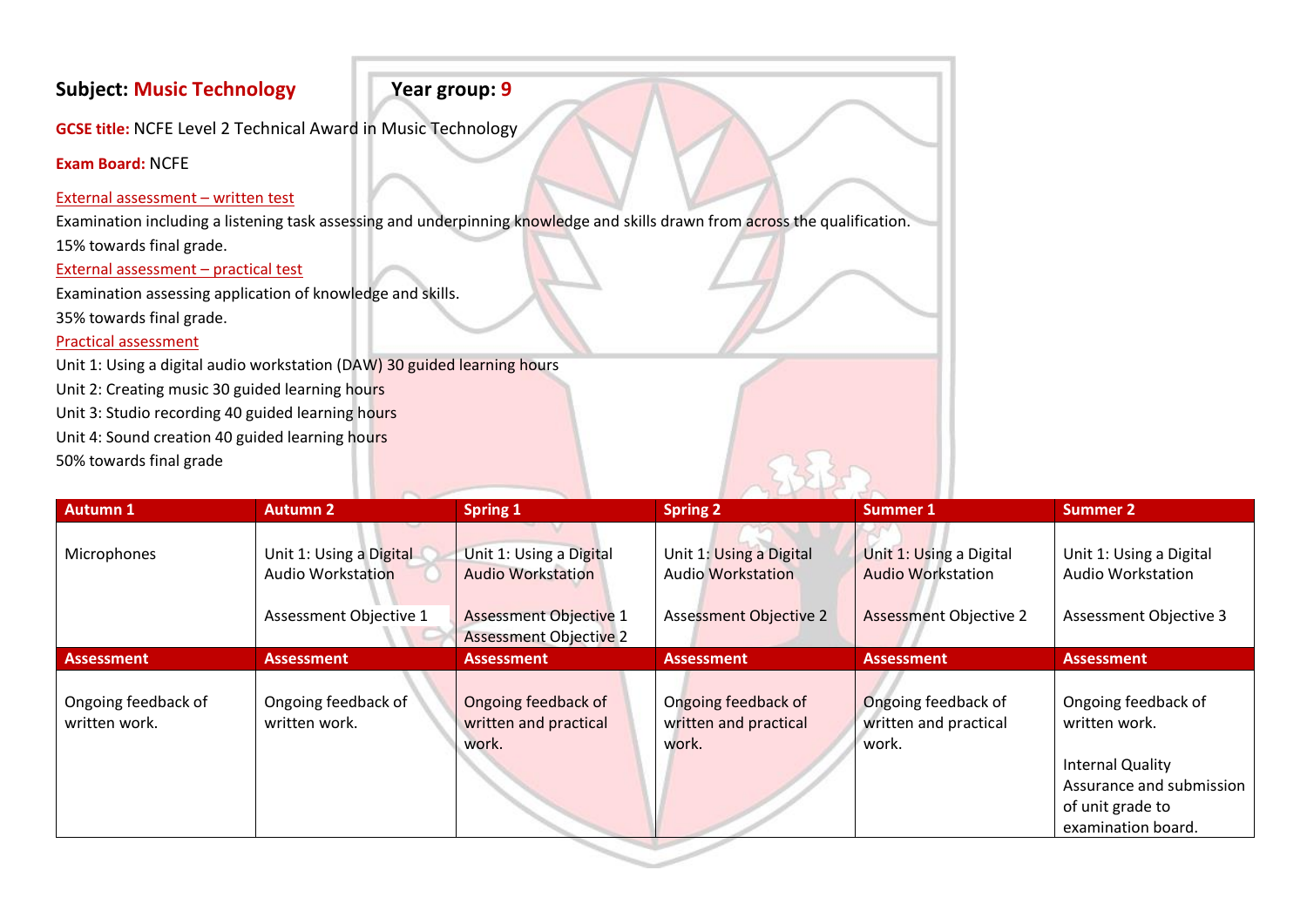**Subject: Music Technology** **Year group: 9**

**GCSE title:** NCFE Level 2 Technical Award in Music Technology

**Exam Board:** NCFE

External assessment – written test

Examination including a listening task assessing and underpinning knowledge and skills drawn from across the qualification.

15% towards final grade.

External assessment – practical test

Examination assessing application of knowledge and skills.

35% towards final grade.

Practical assessment

Unit 1: Using a digital audio workstation (DAW) 30 guided learning hours

Unit 2: Creating music 30 guided learning hours

Unit 3: Studio recording 40 guided learning hours

Unit 4: Sound creation 40 guided learning hours

50% towards final grade

| Autumn 1 | Autumn 2 | Spring 1 | Spring 2 | Summer 1 | Summer 2 |
|---|---|---|---|---|---|
| Microphones | Unit 1: Using a Digital Audio Workstation<br><br>Assessment Objective 1 | Unit 1: Using a Digital Audio Workstation<br><br>Assessment Objective 1<br>Assessment Objective 2 | Unit 1: Using a Digital Audio Workstation<br><br>Assessment Objective 2 | Unit 1: Using a Digital Audio Workstation<br><br>Assessment Objective 2 | Unit 1: Using a Digital Audio Workstation<br><br>Assessment Objective 3 |
| **Assessment** | **Assessment** | **Assessment** | **Assessment** | **Assessment** | **Assessment** |
| Ongoing feedback of written work. | Ongoing feedback of written work. | Ongoing feedback of written and practical work. | Ongoing feedback of written and practical work. | Ongoing feedback of written and practical work. | Ongoing feedback of written work.<br><br>Internal Quality Assurance and submission of unit grade to examination board. |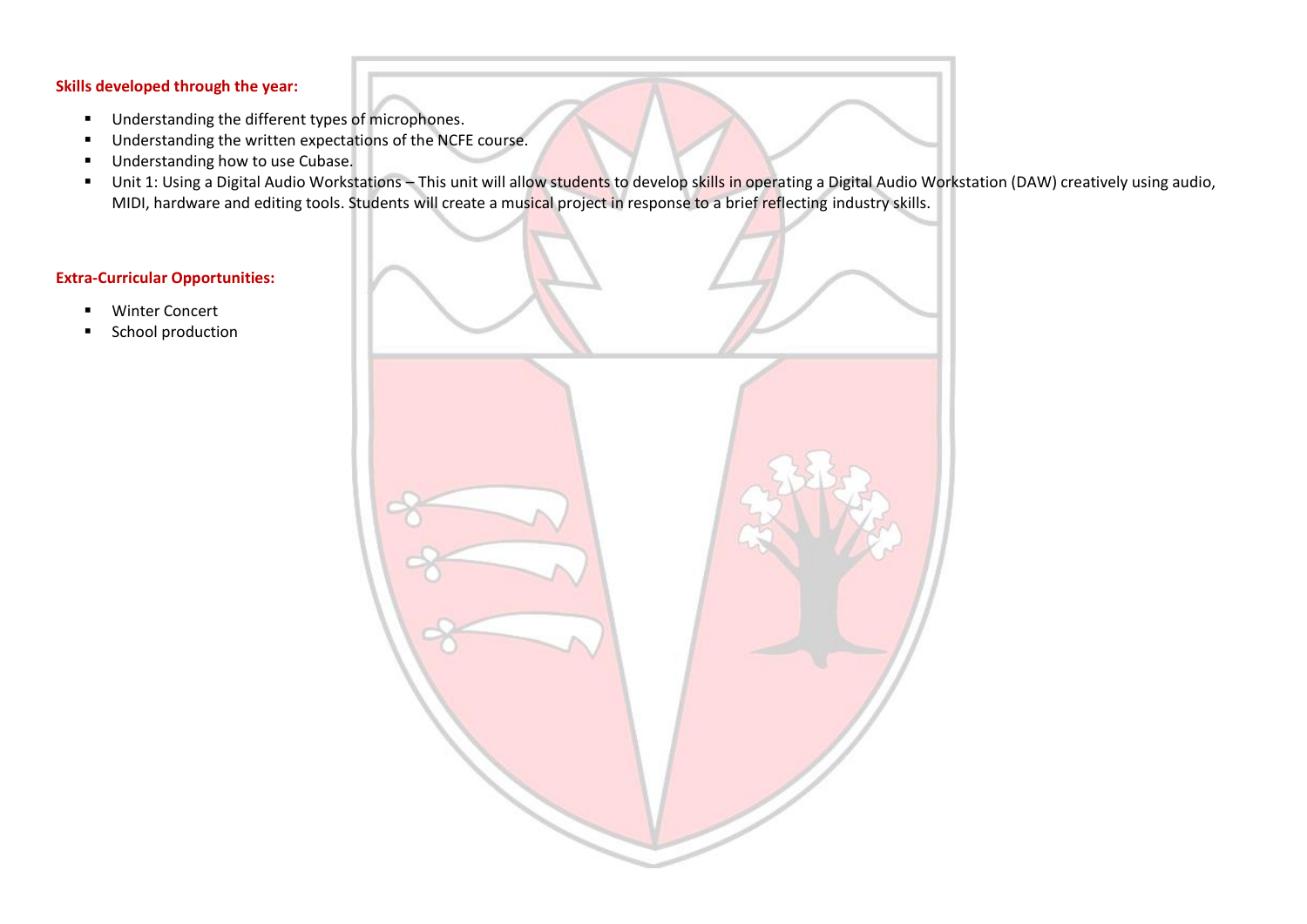**Skills developed through the year:**

- Understanding the different types of microphones.
- Understanding the written expectations of the NCFE course.
- Understanding how to use Cubase.
- Unit 1: Using a Digital Audio Workstations – This unit will allow students to develop skills in operating a Digital Audio Workstation (DAW) creatively using audio, MIDI, hardware and editing tools. Students will create a musical project in response to a brief reflecting industry skills.

**Extra-Curricular Opportunities:**

- Winter Concert
- School production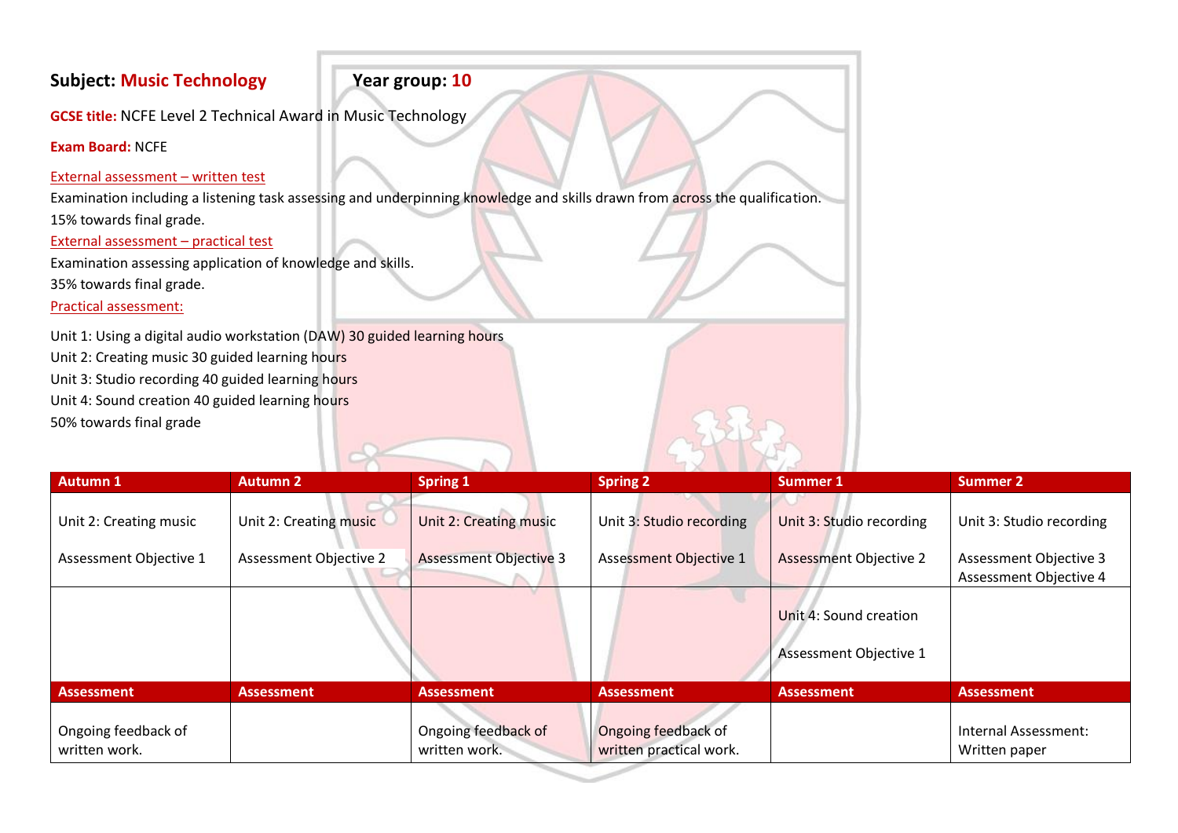**Subject: Music Technology** **Year group: 10**

**GCSE title:** NCFE Level 2 Technical Award in Music Technology

**Exam Board:** NCFE

External assessment – written test

Examination including a listening task assessing and underpinning knowledge and skills drawn from across the qualification.

15% towards final grade.

External assessment – practical test

Examination assessing application of knowledge and skills.

35% towards final grade.

Practical assessment:

Unit 1: Using a digital audio workstation (DAW) 30 guided learning hours
Unit 2: Creating music 30 guided learning hours
Unit 3: Studio recording 40 guided learning hours
Unit 4: Sound creation 40 guided learning hours
50% towards final grade

| Autumn 1 | Autumn 2 | Spring 1 | Spring 2 | Summer 1 | Summer 2 |
|---|---|---|---|---|---|
| Unit 2: Creating music<br><br>Assessment Objective 1 | Unit 2: Creating music<br><br>Assessment Objective 2 | Unit 2: Creating music<br><br>Assessment Objective 3 | Unit 3: Studio recording<br><br>Assessment Objective 1 | Unit 3: Studio recording<br><br>Assessment Objective 2 | Unit 3: Studio recording<br><br>Assessment Objective 3<br>Assessment Objective 4 |
| | | | | Unit 4: Sound creation<br><br>Assessment Objective 1 | |
| **Assessment** | **Assessment** | **Assessment** | **Assessment** | **Assessment** | **Assessment** |
| Ongoing feedback of written work. | | Ongoing feedback of written work. | Ongoing feedback of written practical work. | | Internal Assessment: Written paper |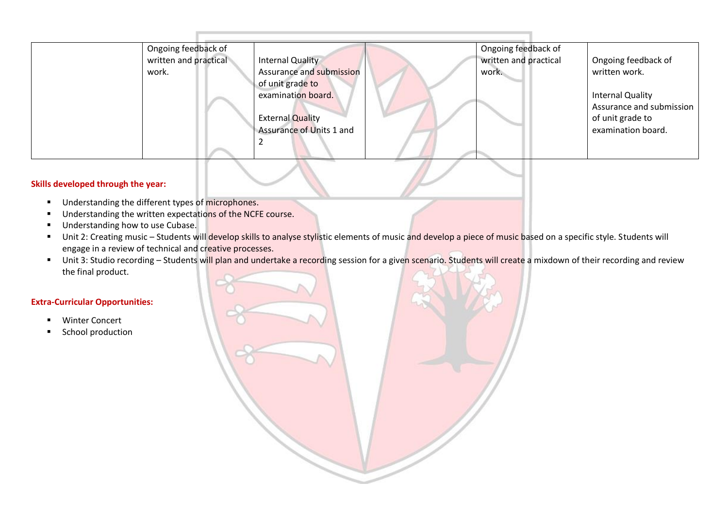| | | | | | |
|---|---|---|---|---|---|
| | Ongoing feedback of written and practical work. | Internal Quality Assurance and submission of unit grade to examination board.<br><br>External Quality Assurance of Units 1 and 2 | | Ongoing feedback of written and practical work. | Ongoing feedback of written work.<br><br>Internal Quality Assurance and submission of unit grade to examination board. |

**Skills developed through the year:**

- Understanding the different types of microphones.
- Understanding the written expectations of the NCFE course.
- Understanding how to use Cubase.
- Unit 2: Creating music – Students will develop skills to analyse stylistic elements of music and develop a piece of music based on a specific style. Students will engage in a review of technical and creative processes.
- Unit 3: Studio recording – Students will plan and undertake a recording session for a given scenario. Students will create a mixdown of their recording and review the final product.

**Extra-Curricular Opportunities:**

- Winter Concert
- School production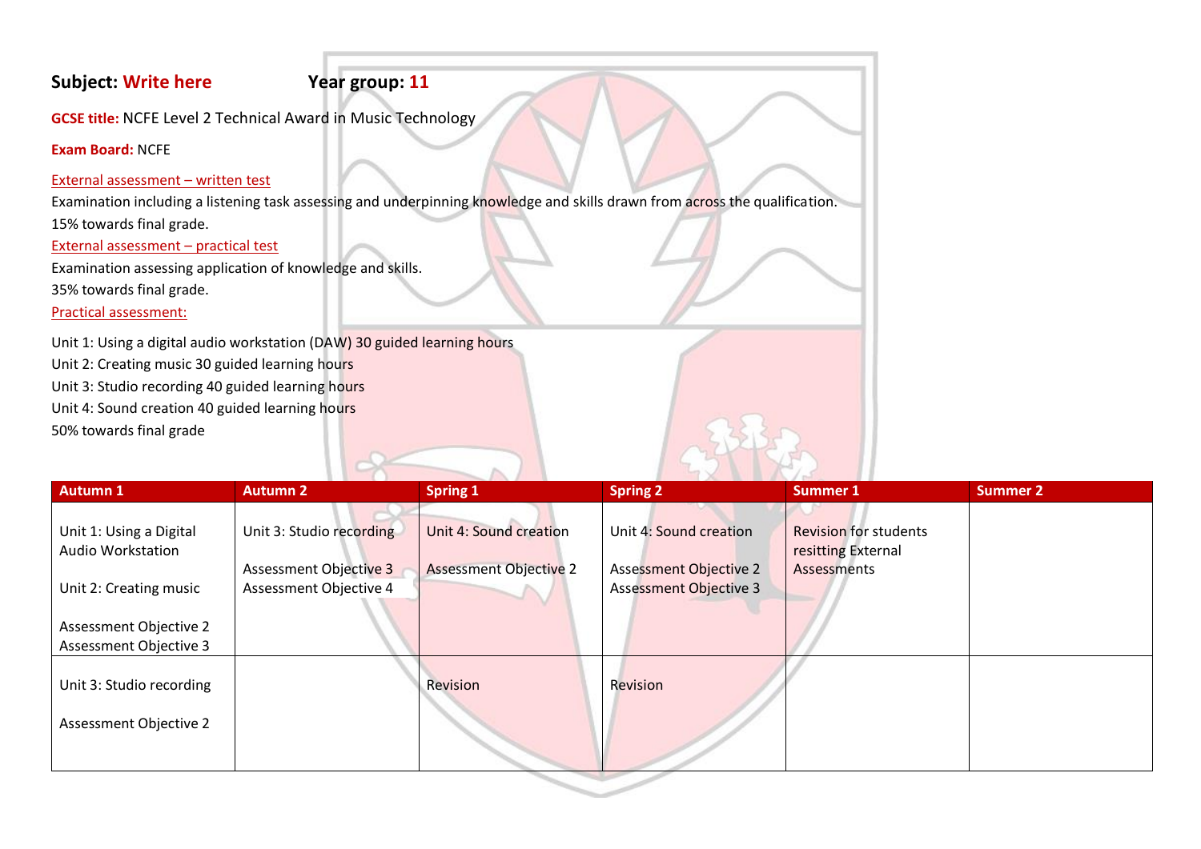**Subject:** **Write here** **Year group:** **11**

**GCSE title:** NCFE Level 2 Technical Award in Music Technology

**Exam Board:** NCFE

External assessment – written test

Examination including a listening task assessing and underpinning knowledge and skills drawn from across the qualification.

15% towards final grade.

External assessment – practical test

Examination assessing application of knowledge and skills.

35% towards final grade.

Practical assessment:

Unit 1: Using a digital audio workstation (DAW) 30 guided learning hours

Unit 2: Creating music 30 guided learning hours

Unit 3: Studio recording 40 guided learning hours

Unit 4: Sound creation 40 guided learning hours

50% towards final grade

| Autumn 1 | Autumn 2 | Spring 1 | Spring 2 | Summer 1 | Summer 2 |
|---|---|---|---|---|---|
| Unit 1: Using a Digital Audio Workstation<br><br>Unit 2: Creating music<br><br>Assessment Objective 2<br>Assessment Objective 3 | Unit 3: Studio recording<br><br>Assessment Objective 3<br>Assessment Objective 4 | Unit 4: Sound creation<br><br>Assessment Objective 2 | Unit 4: Sound creation<br><br>Assessment Objective 2<br>Assessment Objective 3 | Revision for students resitting External Assessments | |
| Unit 3: Studio recording<br><br>Assessment Objective 2 | | Revision | Revision | | |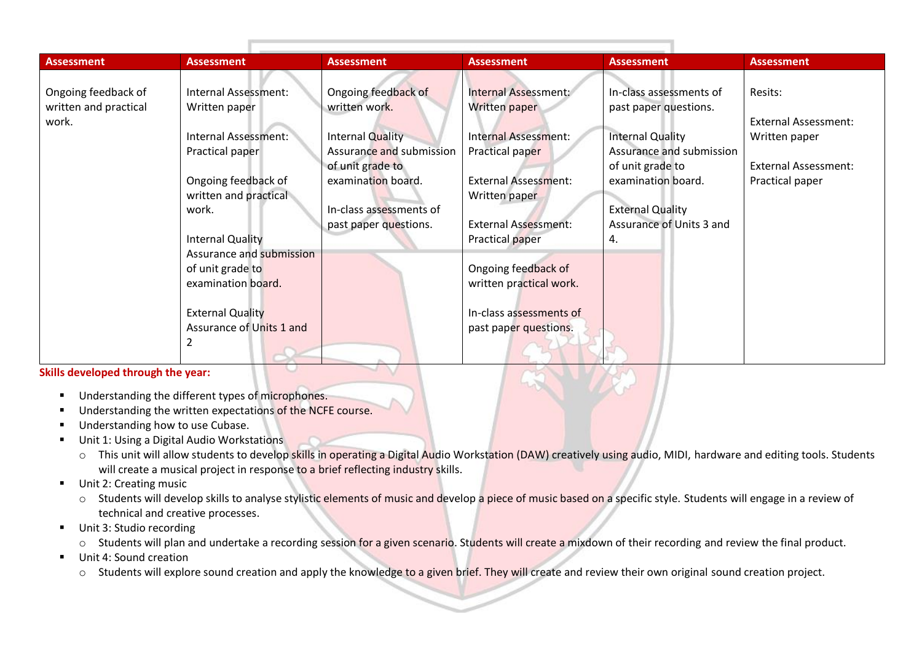| Assessment | Assessment | Assessment | Assessment | Assessment | Assessment |
|---|---|---|---|---|---|
| Ongoing feedback of written and practical work. | Internal Assessment: Written paper<br><br>Internal Assessment: Practical paper<br><br>Ongoing feedback of written and practical work.<br><br>Internal Quality Assurance and submission of unit grade to examination board.<br><br>External Quality Assurance of Units 1 and 2 | Ongoing feedback of written work.<br><br>Internal Quality Assurance and submission of unit grade to examination board.<br><br>In-class assessments of past paper questions. | Internal Assessment: Written paper<br><br>Internal Assessment: Practical paper<br><br>External Assessment: Written paper<br><br>External Assessment: Practical paper<br><br>Ongoing feedback of written practical work.<br><br>In-class assessments of past paper questions. | In-class assessments of past paper questions.<br><br>Internal Quality Assurance and submission of unit grade to examination board.<br><br>External Quality Assurance of Units 3 and 4. | Resits:<br><br>External Assessment: Written paper<br><br>External Assessment: Practical paper |

**Skills developed through the year:**

- Understanding the different types of microphones.
- Understanding the written expectations of the NCFE course.
- Understanding how to use Cubase.
- Unit 1: Using a Digital Audio Workstations
  - This unit will allow students to develop skills in operating a Digital Audio Workstation (DAW) creatively using audio, MIDI, hardware and editing tools. Students will create a musical project in response to a brief reflecting industry skills.
- Unit 2: Creating music
  - Students will develop skills to analyse stylistic elements of music and develop a piece of music based on a specific style. Students will engage in a review of technical and creative processes.
- Unit 3: Studio recording
  - Students will plan and undertake a recording session for a given scenario. Students will create a mixdown of their recording and review the final product.
- Unit 4: Sound creation
  - Students will explore sound creation and apply the knowledge to a given brief. They will create and review their own original sound creation project.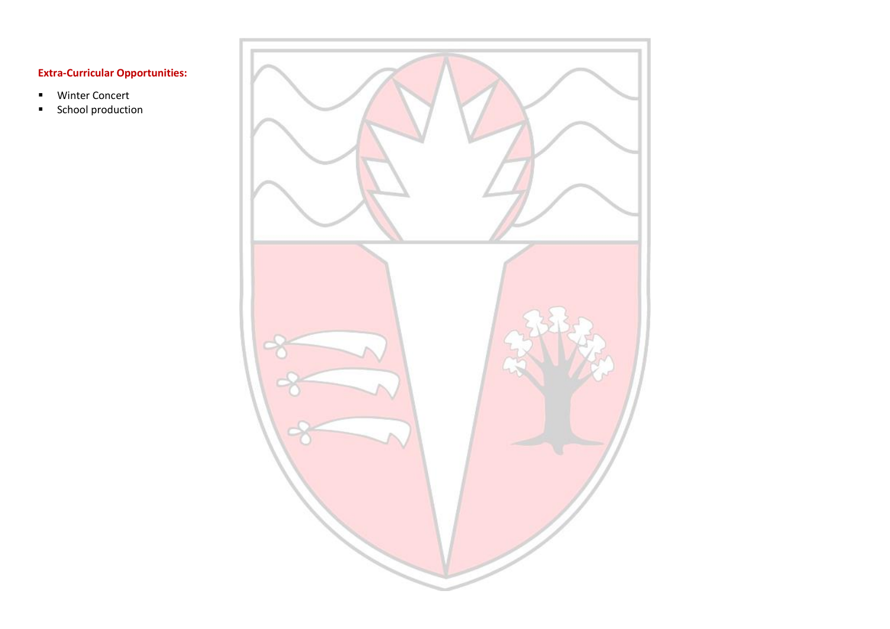**Extra-Curricular Opportunities:**

- Winter Concert
- School production